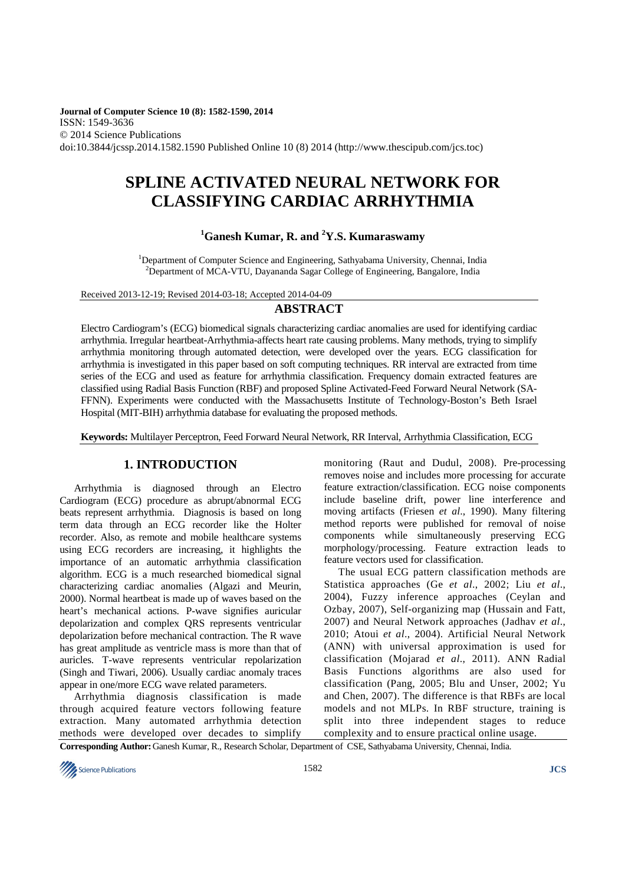Journal of Computer Science 10 (8): 1582-1590, 2014
ISSN: 1549-3636
© 2014 Science Publications
doi:10.3844/jcssp.2014.1582.1590 Published Online 10 (8) 2014 (http://www.thescipub.com/jcs.toc)

# SPLINE ACTIVATED NEURAL NETWORK FOR CLASSIFYING CARDIAC ARRHYTHMIA

**[1]Ganesh Kumar, R. and [2]Y.S. Kumaraswamy**

[1]Department of Computer Science and Engineering, Sathyabama University, Chennai, India
[2]Department of MCA-VTU, Dayananda Sagar College of Engineering, Bangalore, India

Received 2013-12-19; Revised 2014-03-18; Accepted 2014-04-09

## ABSTRACT

Electro Cardiogram's (ECG) biomedical signals characterizing cardiac anomalies are used for identifying cardiac arrhythmia. Irregular heartbeat-Arrhythmia-affects heart rate causing problems. Many methods, trying to simplify arrhythmia monitoring through automated detection, were developed over the years. ECG classification for arrhythmia is investigated in this paper based on soft computing techniques. RR interval are extracted from time series of the ECG and used as feature for arrhythmia classification. Frequency domain extracted features are classified using Radial Basis Function (RBF) and proposed Spline Activated-Feed Forward Neural Network (SA-FFNN). Experiments were conducted with the Massachusetts Institute of Technology-Boston's Beth Israel Hospital (MIT-BIH) arrhythmia database for evaluating the proposed methods.

**Keywords:** Multilayer Perceptron, Feed Forward Neural Network, RR Interval, Arrhythmia Classification, ECG

## 1. INTRODUCTION

Arrhythmia is diagnosed through an Electro Cardiogram (ECG) procedure as abrupt/abnormal ECG beats represent arrhythmia. Diagnosis is based on long term data through an ECG recorder like the Holter recorder. Also, as remote and mobile healthcare systems using ECG recorders are increasing, it highlights the importance of an automatic arrhythmia classification algorithm. ECG is a much researched biomedical signal characterizing cardiac anomalies (Algazi and Meurin, 2000). Normal heartbeat is made up of waves based on the heart's mechanical actions. P-wave signifies auricular depolarization and complex QRS represents ventricular depolarization before mechanical contraction. The R wave has great amplitude as ventricle mass is more than that of auricles. T-wave represents ventricular repolarization (Singh and Tiwari, 2006). Usually cardiac anomaly traces appear in one/more ECG wave related parameters.

Arrhythmia diagnosis classification is made through acquired feature vectors following feature extraction. Many automated arrhythmia detection methods were developed over decades to simplify monitoring (Raut and Dudul, 2008). Pre-processing removes noise and includes more processing for accurate feature extraction/classification. ECG noise components include baseline drift, power line interference and moving artifacts (Friesen *et al*., 1990). Many filtering method reports were published for removal of noise components while simultaneously preserving ECG morphology/processing. Feature extraction leads to feature vectors used for classification.

The usual ECG pattern classification methods are Statistica approaches (Ge *et al*., 2002; Liu *et al*., 2004), Fuzzy inference approaches (Ceylan and Ozbay, 2007), Self-organizing map (Hussain and Fatt, 2007) and Neural Network approaches (Jadhav *et al*., 2010; Atoui *et al*., 2004). Artificial Neural Network (ANN) with universal approximation is used for classification (Mojarad *et al*., 2011). ANN Radial Basis Functions algorithms are also used for classification (Pang, 2005; Blu and Unser, 2002; Yu and Chen, 2007). The difference is that RBFs are local models and not MLPs. In RBF structure, training is split into three independent stages to reduce complexity and to ensure practical online usage.

**Corresponding Author:** Ganesh Kumar, R., Research Scholar, Department of CSE, Sathyabama University, Chennai, India.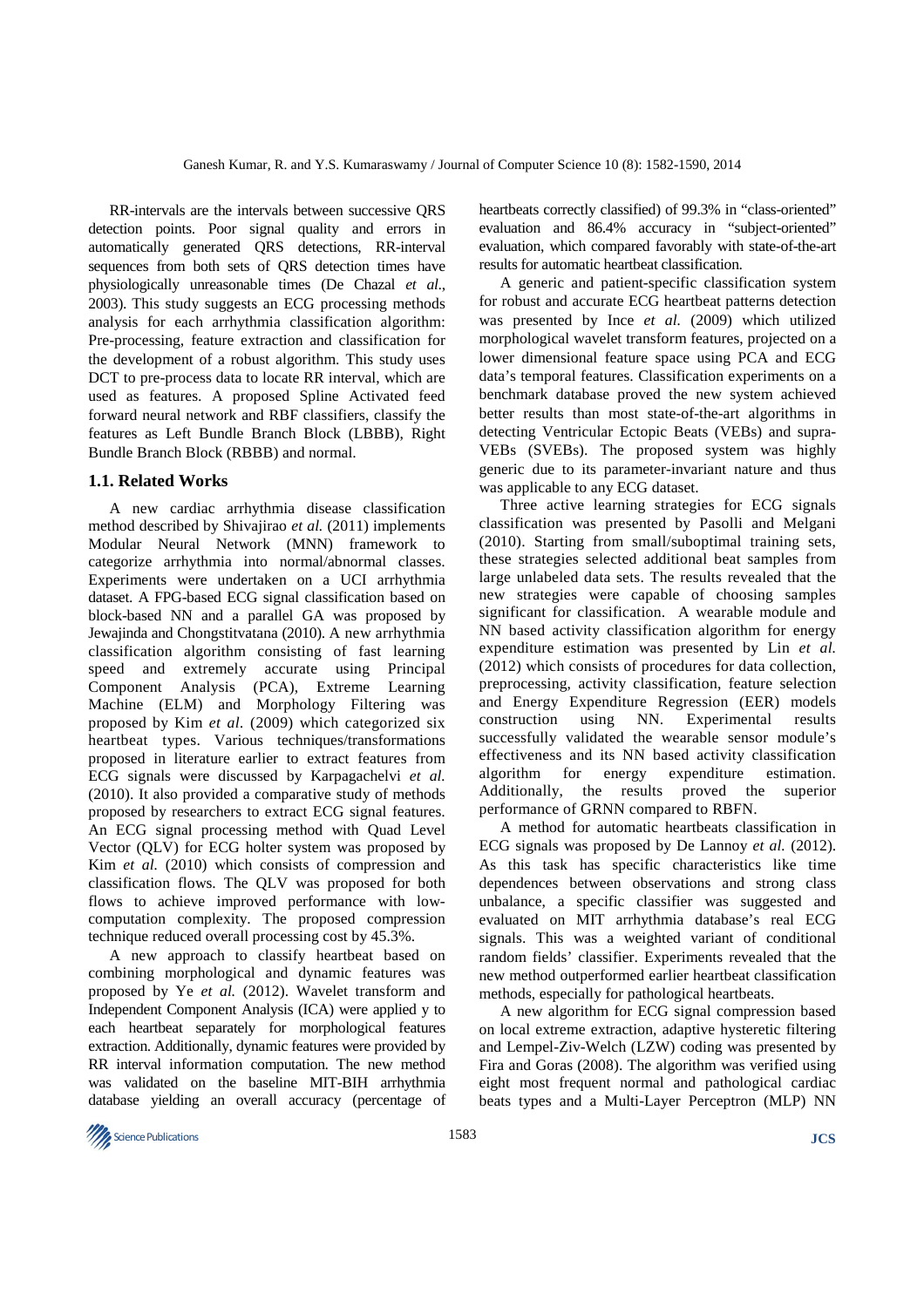RR-intervals are the intervals between successive QRS detection points. Poor signal quality and errors in automatically generated QRS detections, RR-interval sequences from both sets of QRS detection times have physiologically unreasonable times (De Chazal *et al*., 2003). This study suggests an ECG processing methods analysis for each arrhythmia classification algorithm: Pre-processing, feature extraction and classification for the development of a robust algorithm. This study uses DCT to pre-process data to locate RR interval, which are used as features. A proposed Spline Activated feed forward neural network and RBF classifiers, classify the features as Left Bundle Branch Block (LBBB), Right Bundle Branch Block (RBBB) and normal.

### 1.1. Related Works

A new cardiac arrhythmia disease classification method described by Shivajirao *et al.* (2011) implements Modular Neural Network (MNN) framework to categorize arrhythmia into normal/abnormal classes. Experiments were undertaken on a UCI arrhythmia dataset. A FPG-based ECG signal classification based on block-based NN and a parallel GA was proposed by Jewajinda and Chongstitvatana (2010). A new arrhythmia classification algorithm consisting of fast learning speed and extremely accurate using Principal Component Analysis (PCA), Extreme Learning Machine (ELM) and Morphology Filtering was proposed by Kim *et al*. (2009) which categorized six heartbeat types. Various techniques/transformations proposed in literature earlier to extract features from ECG signals were discussed by Karpagachelvi *et al.* (2010). It also provided a comparative study of methods proposed by researchers to extract ECG signal features. An ECG signal processing method with Quad Level Vector (QLV) for ECG holter system was proposed by Kim *et al.* (2010) which consists of compression and classification flows. The QLV was proposed for both flows to achieve improved performance with low-computation complexity. The proposed compression technique reduced overall processing cost by 45.3%.

A new approach to classify heartbeat based on combining morphological and dynamic features was proposed by Ye *et al.* (2012). Wavelet transform and Independent Component Analysis (ICA) were applied y to each heartbeat separately for morphological features extraction. Additionally, dynamic features were provided by RR interval information computation. The new method was validated on the baseline MIT-BIH arrhythmia database yielding an overall accuracy (percentage of heartbeats correctly classified) of 99.3% in "class-oriented" evaluation and 86.4% accuracy in "subject-oriented" evaluation, which compared favorably with state-of-the-art results for automatic heartbeat classification.

A generic and patient-specific classification system for robust and accurate ECG heartbeat patterns detection was presented by Ince *et al.* (2009) which utilized morphological wavelet transform features, projected on a lower dimensional feature space using PCA and ECG data's temporal features. Classification experiments on a benchmark database proved the new system achieved better results than most state-of-the-art algorithms in detecting Ventricular Ectopic Beats (VEBs) and supra-VEBs (SVEBs). The proposed system was highly generic due to its parameter-invariant nature and thus was applicable to any ECG dataset.

Three active learning strategies for ECG signals classification was presented by Pasolli and Melgani (2010). Starting from small/suboptimal training sets, these strategies selected additional beat samples from large unlabeled data sets. The results revealed that the new strategies were capable of choosing samples significant for classification. A wearable module and NN based activity classification algorithm for energy expenditure estimation was presented by Lin *et al.* (2012) which consists of procedures for data collection, preprocessing, activity classification, feature selection and Energy Expenditure Regression (EER) models construction using NN. Experimental results successfully validated the wearable sensor module's effectiveness and its NN based activity classification algorithm for energy expenditure estimation. Additionally, the results proved the superior performance of GRNN compared to RBFN.

A method for automatic heartbeats classification in ECG signals was proposed by De Lannoy *et al.* (2012). As this task has specific characteristics like time dependences between observations and strong class unbalance, a specific classifier was suggested and evaluated on MIT arrhythmia database's real ECG signals. This was a weighted variant of conditional random fields' classifier. Experiments revealed that the new method outperformed earlier heartbeat classification methods, especially for pathological heartbeats.

A new algorithm for ECG signal compression based on local extreme extraction, adaptive hysteretic filtering and Lempel-Ziv-Welch (LZW) coding was presented by Fira and Goras (2008). The algorithm was verified using eight most frequent normal and pathological cardiac beats types and a Multi-Layer Perceptron (MLP) NN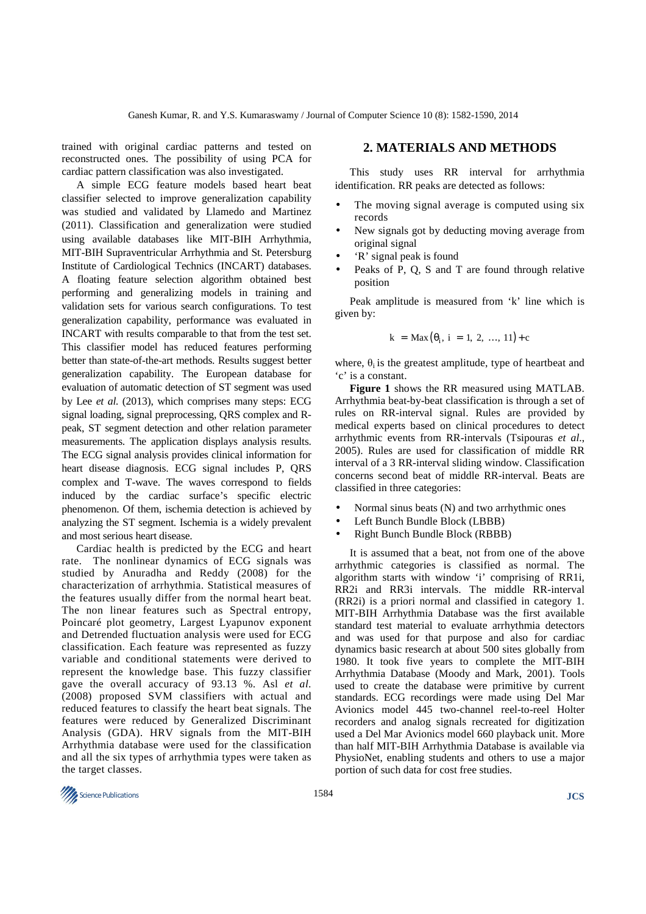trained with original cardiac patterns and tested on reconstructed ones. The possibility of using PCA for cardiac pattern classification was also investigated.

A simple ECG feature models based heart beat classifier selected to improve generalization capability was studied and validated by Llamedo and Martinez (2011). Classification and generalization were studied using available databases like MIT-BIH Arrhythmia, MIT-BIH Supraventricular Arrhythmia and St. Petersburg Institute of Cardiological Technics (INCART) databases. A floating feature selection algorithm obtained best performing and generalizing models in training and validation sets for various search configurations. To test generalization capability, performance was evaluated in INCART with results comparable to that from the test set. This classifier model has reduced features performing better than state-of-the-art methods. Results suggest better generalization capability. The European database for evaluation of automatic detection of ST segment was used by Lee *et al.* (2013), which comprises many steps: ECG signal loading, signal preprocessing, QRS complex and R-peak, ST segment detection and other relation parameter measurements. The application displays analysis results. The ECG signal analysis provides clinical information for heart disease diagnosis. ECG signal includes P, QRS complex and T-wave. The waves correspond to fields induced by the cardiac surface's specific electric phenomenon. Of them, ischemia detection is achieved by analyzing the ST segment. Ischemia is a widely prevalent and most serious heart disease.

Cardiac health is predicted by the ECG and heart rate. The nonlinear dynamics of ECG signals was studied by Anuradha and Reddy (2008) for the characterization of arrhythmia. Statistical measures of the features usually differ from the normal heart beat. The non linear features such as Spectral entropy, Poincaré plot geometry, Largest Lyapunov exponent and Detrended fluctuation analysis were used for ECG classification. Each feature was represented as fuzzy variable and conditional statements were derived to represent the knowledge base. This fuzzy classifier gave the overall accuracy of 93.13 %. Asl *et al.* (2008) proposed SVM classifiers with actual and reduced features to classify the heart beat signals. The features were reduced by Generalized Discriminant Analysis (GDA). HRV signals from the MIT-BIH Arrhythmia database were used for the classification and all the six types of arrhythmia types were taken as the target classes.

## 2. MATERIALS AND METHODS

This study uses RR interval for arrhythmia identification. RR peaks are detected as follows:

- The moving signal average is computed using six records
- New signals got by deducting moving average from original signal
- 'R' signal peak is found
- Peaks of P, Q, S and T are found through relative position

Peak amplitude is measured from 'k' line which is given by:

$$k = \text{Max}(\theta_i,\ i = 1,\ 2,\ \ldots,\ 11) + c$$

where, $\theta_i$ is the greatest amplitude, type of heartbeat and 'c' is a constant.

**Figure 1** shows the RR measured using MATLAB. Arrhythmia beat-by-beat classification is through a set of rules on RR-interval signal. Rules are provided by medical experts based on clinical procedures to detect arrhythmic events from RR-intervals (Tsipouras *et al*., 2005). Rules are used for classification of middle RR interval of a 3 RR-interval sliding window. Classification concerns second beat of middle RR-interval. Beats are classified in three categories:

- Normal sinus beats (N) and two arrhythmic ones
- Left Bunch Bundle Block (LBBB)
- Right Bunch Bundle Block (RBBB)

It is assumed that a beat, not from one of the above arrhythmic categories is classified as normal. The algorithm starts with window 'i' comprising of RR1i, RR2i and RR3i intervals. The middle RR-interval (RR2i) is a priori normal and classified in category 1. MIT-BIH Arrhythmia Database was the first available standard test material to evaluate arrhythmia detectors and was used for that purpose and also for cardiac dynamics basic research at about 500 sites globally from 1980. It took five years to complete the MIT-BIH Arrhythmia Database (Moody and Mark, 2001). Tools used to create the database were primitive by current standards. ECG recordings were made using Del Mar Avionics model 445 two-channel reel-to-reel Holter recorders and analog signals recreated for digitization used a Del Mar Avionics model 660 playback unit. More than half MIT-BIH Arrhythmia Database is available via PhysioNet, enabling students and others to use a major portion of such data for cost free studies.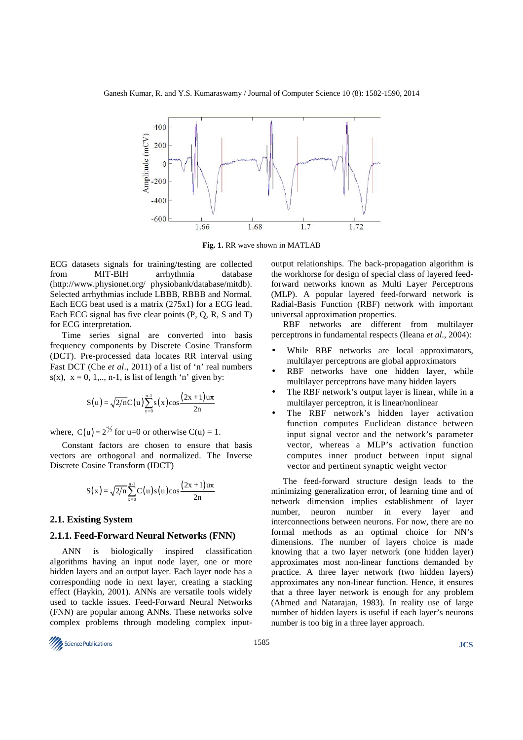**Fig. 1.** RR wave shown in MATLAB

ECG datasets signals for training/testing are collected from MIT-BIH arrhythmia database (http://www.physionet.org/ physiobank/database/mitdb). Selected arrhythmias include LBBB, RBBB and Normal. Each ECG beat used is a matrix (275x1) for a ECG lead. Each ECG signal has five clear points (P, Q, R, S and T) for ECG interpretation.

Time series signal are converted into basis frequency components by Discrete Cosine Transform (DCT). Pre-processed data locates RR interval using Fast DCT (Che *et al*., 2011) of a list of 'n' real numbers s(x), x = 0, 1,.., n-1, is list of length 'n' given by:

$$S(u) = \sqrt{2/n}C(u)\sum_{x=0}^{n-1} s(x)\cos\frac{(2x+1)u\pi}{2n}$$

where, $C(u) = 2^{-1/2}$ for u=0 or otherwise C(u) = 1.

Constant factors are chosen to ensure that basis vectors are orthogonal and normalized. The Inverse Discrete Cosine Transform (IDCT)

$$S(x) = \sqrt{2/n}\sum_{x=0}^{n-1} C(u)s(u)\cos\frac{(2x+1)u\pi}{2n}$$

### 2.1. Existing System

#### 2.1.1. Feed-Forward Neural Networks (FNN)

ANN is biologically inspired classification algorithms having an input node layer, one or more hidden layers and an output layer. Each layer node has a corresponding node in next layer, creating a stacking effect (Haykin, 2001). ANNs are versatile tools widely used to tackle issues. Feed-Forward Neural Networks (FNN) are popular among ANNs. These networks solve complex problems through modeling complex input-output relationships. The back-propagation algorithm is the workhorse for design of special class of layered feed-forward networks known as Multi Layer Perceptrons (MLP). A popular layered feed-forward network is Radial-Basis Function (RBF) network with important universal approximation properties.

RBF networks are different from multilayer perceptrons in fundamental respects (Ileana *et al*., 2004):

- While RBF networks are local approximators, multilayer perceptrons are global approximators
- RBF networks have one hidden layer, while multilayer perceptrons have many hidden layers
- The RBF network's output layer is linear, while in a multilayer perceptron, it is linear/nonlinear
- The RBF network's hidden layer activation function computes Euclidean distance between input signal vector and the network's parameter vector, whereas a MLP's activation function computes inner product between input signal vector and pertinent synaptic weight vector

The feed-forward structure design leads to the minimizing generalization error, of learning time and of network dimension implies establishment of layer number, neuron number in every layer and interconnections between neurons. For now, there are no formal methods as an optimal choice for NN's dimensions. The number of layers choice is made knowing that a two layer network (one hidden layer) approximates most non-linear functions demanded by practice. A three layer network (two hidden layers) approximates any non-linear function. Hence, it ensures that a three layer network is enough for any problem (Ahmed and Natarajan, 1983). In reality use of large number of hidden layers is useful if each layer's neurons number is too big in a three layer approach.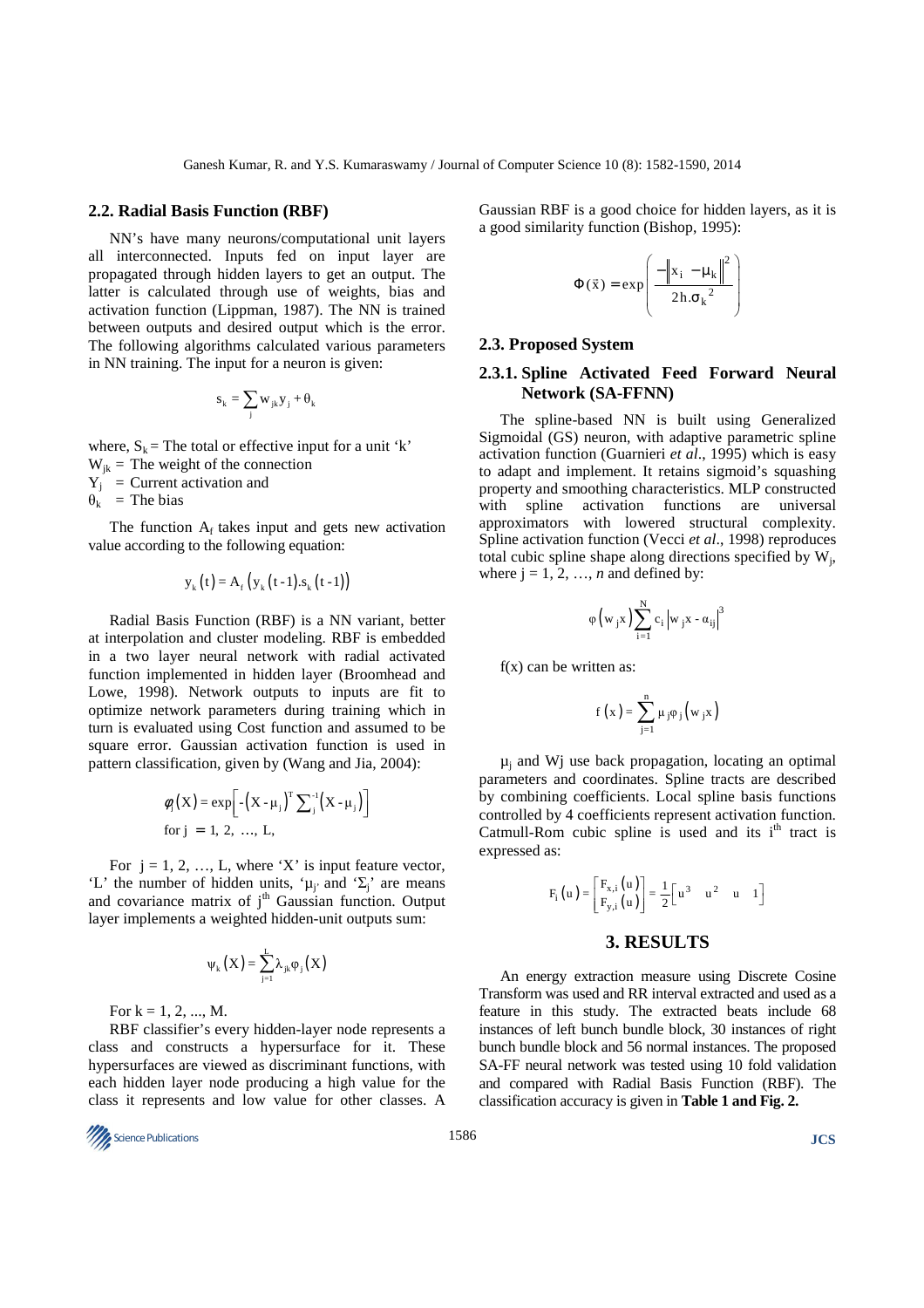## 2.2. Radial Basis Function (RBF)

NN's have many neurons/computational unit layers all interconnected. Inputs fed on input layer are propagated through hidden layers to get an output. The latter is calculated through use of weights, bias and activation function (Lippman, 1987). The NN is trained between outputs and desired output which is the error. The following algorithms calculated various parameters in NN training. The input for a neuron is given:

$$s_k = \sum_j w_{jk} y_j + \theta_k$$

where, $S_k$ = The total or effective input for a unit 'k'
$W_{jk}$ = The weight of the connection
$Y_j$ = Current activation and
$\theta_k$ = The bias

The function $A_f$ takes input and gets new activation value according to the following equation:

$$y_k(t) = A_f\left(y_k(t-1).s_k(t-1)\right)$$

Radial Basis Function (RBF) is a NN variant, better at interpolation and cluster modeling. RBF is embedded in a two layer neural network with radial activated function implemented in hidden layer (Broomhead and Lowe, 1998). Network outputs to inputs are fit to optimize network parameters during training which in turn is evaluated using Cost function and assumed to be square error. Gaussian activation function is used in pattern classification, given by (Wang and Jia, 2004):

$$\phi_j(X) = \exp\left[-\left(X-\mu_j\right)^T \sum_j^{-1}\left(X-\mu_j\right)\right]$$
$$\text{for } j = 1, 2, \ldots, L,$$

For $j = 1, 2, \ldots, L$, where 'X' is input feature vector, 'L' the number of hidden units, '$\mu_j$' and '$\Sigma_j$' are means and covariance matrix of $j^{th}$ Gaussian function. Output layer implements a weighted hidden-unit outputs sum:

$$\psi_k(X) = \sum_{j=1}^{L} \lambda_{jk}\varphi_j(X)$$

For $k = 1, 2, \ldots, M$.

RBF classifier's every hidden-layer node represents a class and constructs a hypersurface for it. These hypersurfaces are viewed as discriminant functions, with each hidden layer node producing a high value for the class it represents and low value for other classes. A Gaussian RBF is a good choice for hidden layers, as it is a good similarity function (Bishop, 1995):

$$\Phi(\vec{x}) = \exp\left(\frac{-\left\|x_i - \mu_k\right\|^2}{2h.\sigma_k^{\,2}}\right)$$

## 2.3. Proposed System

### 2.3.1. Spline Activated Feed Forward Neural Network (SA-FFNN)

The spline-based NN is built using Generalized Sigmoidal (GS) neuron, with adaptive parametric spline activation function (Guarnieri *et al*., 1995) which is easy to adapt and implement. It retains sigmoid's squashing property and smoothing characteristics. MLP constructed with spline activation functions are universal approximators with lowered structural complexity. Spline activation function (Vecci *et al*., 1998) reproduces total cubic spline shape along directions specified by $W_j$, where $j = 1, 2, \ldots, n$ and defined by:

$$\varphi\left(w_j x\right)\sum_{i=1}^{N} c_i \left|w_j x - \alpha_{ij}\right|^3$$

f(x) can be written as:

$$f(x) = \sum_{j=1}^{n} \mu_j \varphi_j\left(w_j x\right)$$

$\mu_j$ and Wj use back propagation, locating an optimal parameters and coordinates. Spline tracts are described by combining coefficients. Local spline basis functions controlled by 4 coefficients represent activation function. Catmull-Rom cubic spline is used and its $i^{th}$ tract is expressed as:

$$F_i(u) = \begin{bmatrix} F_{x,i}(u) \\ F_{y,i}(u) \end{bmatrix} = \frac{1}{2}\begin{bmatrix} u^3 & u^2 & u & 1 \end{bmatrix}$$

# 3. RESULTS

An energy extraction measure using Discrete Cosine Transform was used and RR interval extracted and used as a feature in this study. The extracted beats include 68 instances of left bunch bundle block, 30 instances of right bunch bundle block and 56 normal instances. The proposed SA-FF neural network was tested using 10 fold validation and compared with Radial Basis Function (RBF). The classification accuracy is given in **Table 1 and Fig. 2.**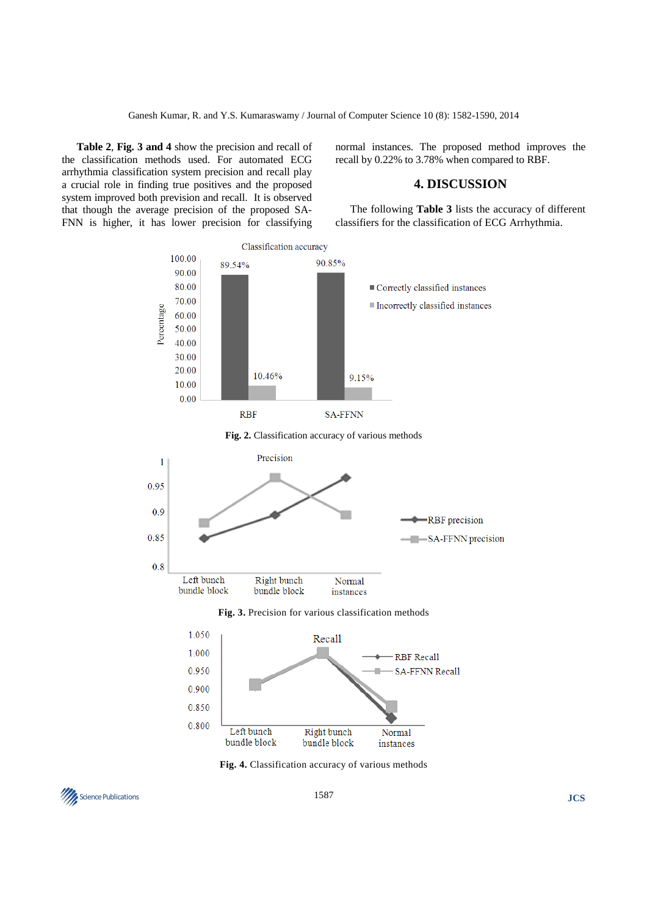**Table 2**, **Fig. 3 and 4** show the precision and recall of the classification methods used. For automated ECG arrhythmia classification system precision and recall play a crucial role in finding true positives and the proposed system improved both prevision and recall. It is observed that though the average precision of the proposed SA-FNN is higher, it has lower precision for classifying normal instances. The proposed method improves the recall by 0.22% to 3.78% when compared to RBF.

## 4. DISCUSSION

The following **Table 3** lists the accuracy of different classifiers for the classification of ECG Arrhythmia.

**Fig. 2.** Classification accuracy of various methods

**Fig. 3.** Precision for various classification methods

**Fig. 4.** Classification accuracy of various methods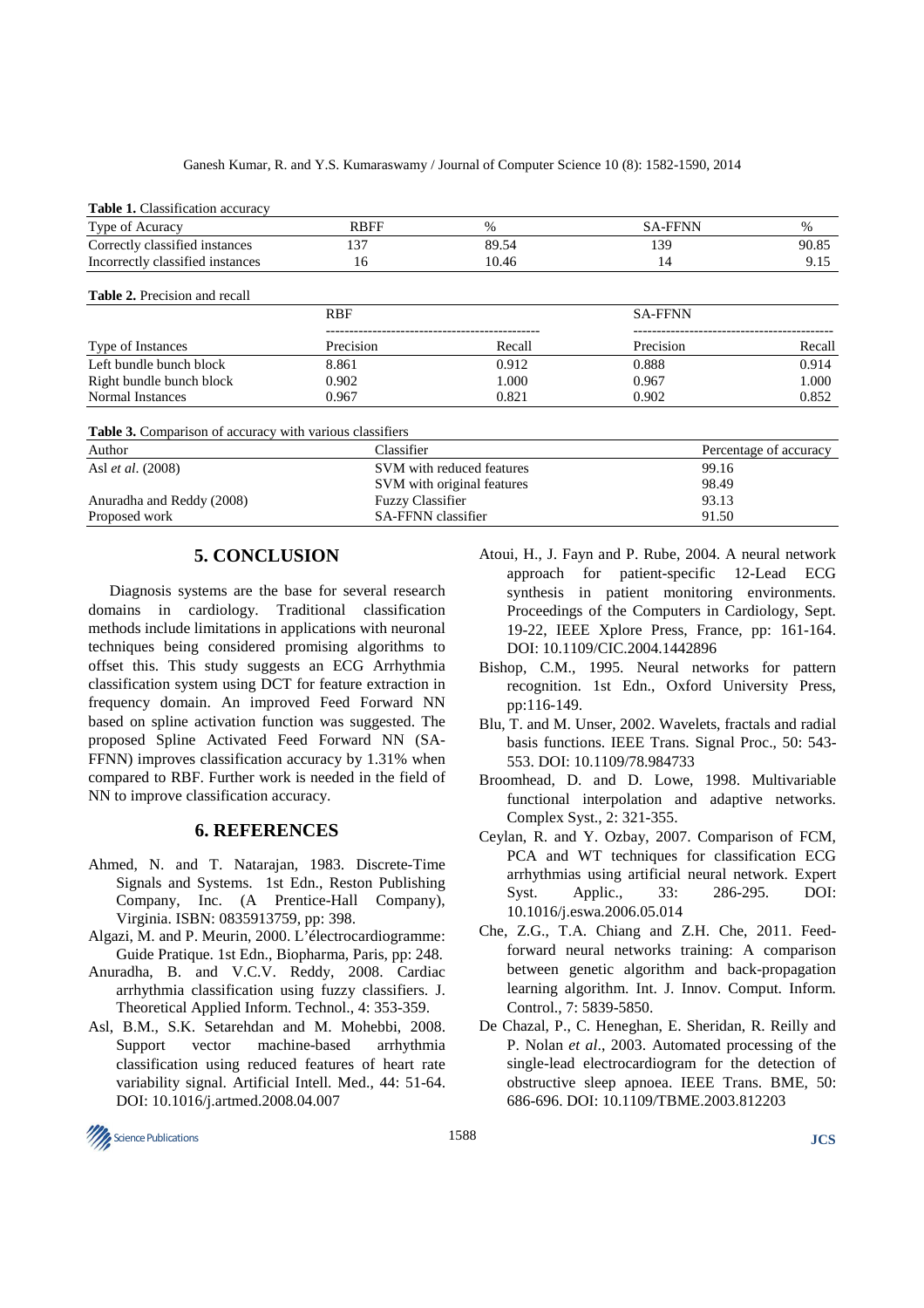**Table 1.** Classification accuracy

| Type of Acuracy | RBFF | % | SA-FFNN | % |
|---|---|---|---|---|
| Correctly classified instances | 137 | 89.54 | 139 | 90.85 |
| Incorrectly classified instances | 16 | 10.46 | 14 | 9.15 |

**Table 2.** Precision and recall

| | RBF | | SA-FFNN | |
|---|---|---|---|---|
| Type of Instances | Precision | Recall | Precision | Recall |
| Left bundle bunch block | 8.861 | 0.912 | 0.888 | 0.914 |
| Right bundle bunch block | 0.902 | 1.000 | 0.967 | 1.000 |
| Normal Instances | 0.967 | 0.821 | 0.902 | 0.852 |

**Table 3.** Comparison of accuracy with various classifiers

| Author | Classifier | Percentage of accuracy |
|---|---|---|
| Asl *et al*. (2008) | SVM with reduced features | 99.16 |
| | SVM with original features | 98.49 |
| Anuradha and Reddy (2008) | Fuzzy Classifier | 93.13 |
| Proposed work | SA-FFNN classifier | 91.50 |

## 5. CONCLUSION

Diagnosis systems are the base for several research domains in cardiology. Traditional classification methods include limitations in applications with neuronal techniques being considered promising algorithms to offset this. This study suggests an ECG Arrhythmia classification system using DCT for feature extraction in frequency domain. An improved Feed Forward NN based on spline activation function was suggested. The proposed Spline Activated Feed Forward NN (SA-FFNN) improves classification accuracy by 1.31% when compared to RBF. Further work is needed in the field of NN to improve classification accuracy.

## 6. REFERENCES

Ahmed, N. and T. Natarajan, 1983. Discrete-Time Signals and Systems. 1st Edn., Reston Publishing Company, Inc. (A Prentice-Hall Company), Virginia. ISBN: 0835913759, pp: 398.

Algazi, M. and P. Meurin, 2000. L'électrocardiogramme: Guide Pratique. 1st Edn., Biopharma, Paris, pp: 248.

Anuradha, B. and V.C.V. Reddy, 2008. Cardiac arrhythmia classification using fuzzy classifiers. J. Theoretical Applied Inform. Technol., 4: 353-359.

Asl, B.M., S.K. Setarehdan and M. Mohebbi, 2008. Support vector machine-based arrhythmia classification using reduced features of heart rate variability signal. Artificial Intell. Med., 44: 51-64. DOI: 10.1016/j.artmed.2008.04.007

Atoui, H., J. Fayn and P. Rube, 2004. A neural network approach for patient-specific 12-Lead ECG synthesis in patient monitoring environments. Proceedings of the Computers in Cardiology, Sept. 19-22, IEEE Xplore Press, France, pp: 161-164. DOI: 10.1109/CIC.2004.1442896

Bishop, C.M., 1995. Neural networks for pattern recognition. 1st Edn., Oxford University Press, pp:116-149.

Blu, T. and M. Unser, 2002. Wavelets, fractals and radial basis functions. IEEE Trans. Signal Proc., 50: 543-553. DOI: 10.1109/78.984733

Broomhead, D. and D. Lowe, 1998. Multivariable functional interpolation and adaptive networks. Complex Syst., 2: 321-355.

Ceylan, R. and Y. Ozbay, 2007. Comparison of FCM, PCA and WT techniques for classification ECG arrhythmias using artificial neural network. Expert Syst. Applic., 33: 286-295. DOI: 10.1016/j.eswa.2006.05.014

Che, Z.G., T.A. Chiang and Z.H. Che, 2011. Feed-forward neural networks training: A comparison between genetic algorithm and back-propagation learning algorithm. Int. J. Innov. Comput. Inform. Control., 7: 5839-5850.

De Chazal, P., C. Heneghan, E. Sheridan, R. Reilly and P. Nolan *et al*., 2003. Automated processing of the single-lead electrocardiogram for the detection of obstructive sleep apnoea. IEEE Trans. BME, 50: 686-696. DOI: 10.1109/TBME.2003.812203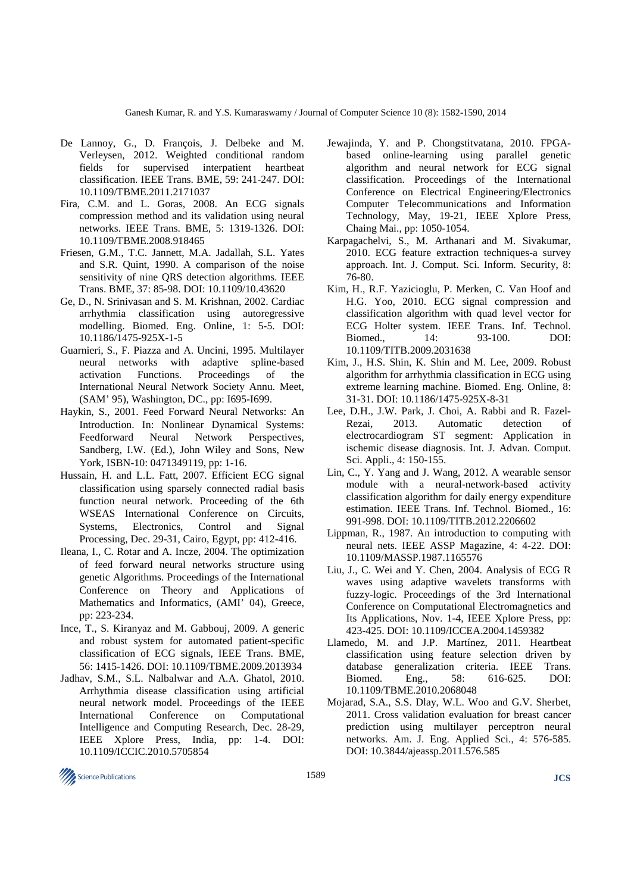De Lannoy, G., D. François, J. Delbeke and M. Verleysen, 2012. Weighted conditional random fields for supervised interpatient heartbeat classification. IEEE Trans. BME, 59: 241-247. DOI: 10.1109/TBME.2011.2171037

Fira, C.M. and L. Goras, 2008. An ECG signals compression method and its validation using neural networks. IEEE Trans. BME, 5: 1319-1326. DOI: 10.1109/TBME.2008.918465

Friesen, G.M., T.C. Jannett, M.A. Jadallah, S.L. Yates and S.R. Quint, 1990. A comparison of the noise sensitivity of nine QRS detection algorithms. IEEE Trans. BME, 37: 85-98. DOI: 10.1109/10.43620

Ge, D., N. Srinivasan and S. M. Krishnan, 2002. Cardiac arrhythmia classification using autoregressive modelling. Biomed. Eng. Online, 1: 5-5. DOI: 10.1186/1475-925X-1-5

Guarnieri, S., F. Piazza and A. Uncini, 1995. Multilayer neural networks with adaptive spline-based activation Functions. Proceedings of the International Neural Network Society Annu. Meet, (SAM' 95), Washington, DC., pp: I695-I699.

Haykin, S., 2001. Feed Forward Neural Networks: An Introduction. In: Nonlinear Dynamical Systems: Feedforward Neural Network Perspectives, Sandberg, I.W. (Ed.), John Wiley and Sons, New York, ISBN-10: 0471349119, pp: 1-16.

Hussain, H. and L.L. Fatt, 2007. Efficient ECG signal classification using sparsely connected radial basis function neural network. Proceeding of the 6th WSEAS International Conference on Circuits, Systems, Electronics, Control and Signal Processing, Dec. 29-31, Cairo, Egypt, pp: 412-416.

Ileana, I., C. Rotar and A. Incze, 2004. The optimization of feed forward neural networks structure using genetic Algorithms. Proceedings of the International Conference on Theory and Applications of Mathematics and Informatics, (AMI' 04), Greece, pp: 223-234.

Ince, T., S. Kiranyaz and M. Gabbouj, 2009. A generic and robust system for automated patient-specific classification of ECG signals, IEEE Trans. BME, 56: 1415-1426. DOI: 10.1109/TBME.2009.2013934

Jadhav, S.M., S.L. Nalbalwar and A.A. Ghatol, 2010. Arrhythmia disease classification using artificial neural network model. Proceedings of the IEEE International Conference on Computational Intelligence and Computing Research, Dec. 28-29, IEEE Xplore Press, India, pp: 1-4. DOI: 10.1109/ICCIC.2010.5705854

Jewajinda, Y. and P. Chongstitvatana, 2010. FPGA-based online-learning using parallel genetic algorithm and neural network for ECG signal classification. Proceedings of the International Conference on Electrical Engineering/Electronics Computer Telecommunications and Information Technology, May, 19-21, IEEE Xplore Press, Chaing Mai., pp: 1050-1054.

Karpagachelvi, S., M. Arthanari and M. Sivakumar, 2010. ECG feature extraction techniques-a survey approach. Int. J. Comput. Sci. Inform. Security, 8: 76-80.

Kim, H., R.F. Yazicioglu, P. Merken, C. Van Hoof and H.G. Yoo, 2010. ECG signal compression and classification algorithm with quad level vector for ECG Holter system. IEEE Trans. Inf. Technol. Biomed., 14: 93-100. DOI: 10.1109/TITB.2009.2031638

Kim, J., H.S. Shin, K. Shin and M. Lee, 2009. Robust algorithm for arrhythmia classification in ECG using extreme learning machine. Biomed. Eng. Online, 8: 31-31. DOI: 10.1186/1475-925X-8-31

Lee, D.H., J.W. Park, J. Choi, A. Rabbi and R. Fazel-Rezai, 2013. Automatic detection of electrocardiogram ST segment: Application in ischemic disease diagnosis. Int. J. Advan. Comput. Sci. Appli., 4: 150-155.

Lin, C., Y. Yang and J. Wang, 2012. A wearable sensor module with a neural-network-based activity classification algorithm for daily energy expenditure estimation. IEEE Trans. Inf. Technol. Biomed., 16: 991-998. DOI: 10.1109/TITB.2012.2206602

Lippman, R., 1987. An introduction to computing with neural nets. IEEE ASSP Magazine, 4: 4-22. DOI: 10.1109/MASSP.1987.1165576

Liu, J., C. Wei and Y. Chen, 2004. Analysis of ECG R waves using adaptive wavelets transforms with fuzzy-logic. Proceedings of the 3rd International Conference on Computational Electromagnetics and Its Applications, Nov. 1-4, IEEE Xplore Press, pp: 423-425. DOI: 10.1109/ICCEA.2004.1459382

Llamedo, M. and J.P. Martínez, 2011. Heartbeat classification using feature selection driven by database generalization criteria. IEEE Trans. Biomed. Eng., 58: 616-625. DOI: 10.1109/TBME.2010.2068048

Mojarad, S.A., S.S. Dlay, W.L. Woo and G.V. Sherbet, 2011. Cross validation evaluation for breast cancer prediction using multilayer perceptron neural networks. Am. J. Eng. Applied Sci., 4: 576-585. DOI: 10.3844/ajeassp.2011.576.585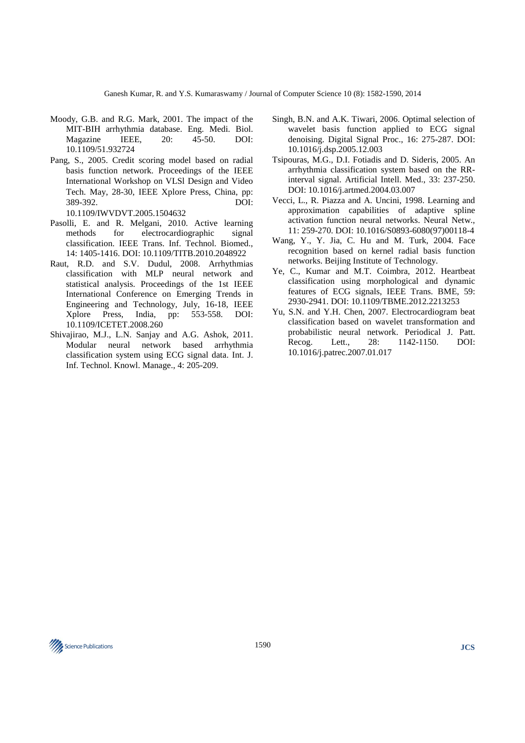Moody, G.B. and R.G. Mark, 2001. The impact of the MIT-BIH arrhythmia database. Eng. Medi. Biol. Magazine IEEE, 20: 45-50. DOI: 10.1109/51.932724

Pang, S., 2005. Credit scoring model based on radial basis function network. Proceedings of the IEEE International Workshop on VLSl Design and Video Tech. May, 28-30, IEEE Xplore Press, China, pp: 389-392. DOI: 10.1109/IWVDVT.2005.1504632

Pasolli, E. and R. Melgani, 2010. Active learning methods for electrocardiographic signal classification. IEEE Trans. Inf. Technol. Biomed., 14: 1405-1416. DOI: 10.1109/TITB.2010.2048922

Raut, R.D. and S.V. Dudul, 2008. Arrhythmias classification with MLP neural network and statistical analysis. Proceedings of the 1st IEEE International Conference on Emerging Trends in Engineering and Technology, July, 16-18, IEEE Xplore Press, India, pp: 553-558. DOI: 10.1109/ICETET.2008.260

Shivajirao, M.J., L.N. Sanjay and A.G. Ashok, 2011. Modular neural network based arrhythmia classification system using ECG signal data. Int. J. Inf. Technol. Knowl. Manage., 4: 205-209.

Singh, B.N. and A.K. Tiwari, 2006. Optimal selection of wavelet basis function applied to ECG signal denoising. Digital Signal Proc., 16: 275-287. DOI: 10.1016/j.dsp.2005.12.003

Tsipouras, M.G., D.I. Fotiadis and D. Sideris, 2005. An arrhythmia classification system based on the RR-interval signal. Artificial Intell. Med., 33: 237-250. DOI: 10.1016/j.artmed.2004.03.007

Vecci, L., R. Piazza and A. Uncini, 1998. Learning and approximation capabilities of adaptive spline activation function neural networks. Neural Netw., 11: 259-270. DOI: 10.1016/S0893-6080(97)00118-4

Wang, Y., Y. Jia, C. Hu and M. Turk, 2004. Face recognition based on kernel radial basis function networks. Beijing Institute of Technology.

Ye, C., Kumar and M.T. Coimbra, 2012. Heartbeat classification using morphological and dynamic features of ECG signals, IEEE Trans. BME, 59: 2930-2941. DOI: 10.1109/TBME.2012.2213253

Yu, S.N. and Y.H. Chen, 2007. Electrocardiogram beat classification based on wavelet transformation and probabilistic neural network. Periodical J. Patt. Recog. Lett., 28: 1142-1150. DOI: 10.1016/j.patrec.2007.01.017